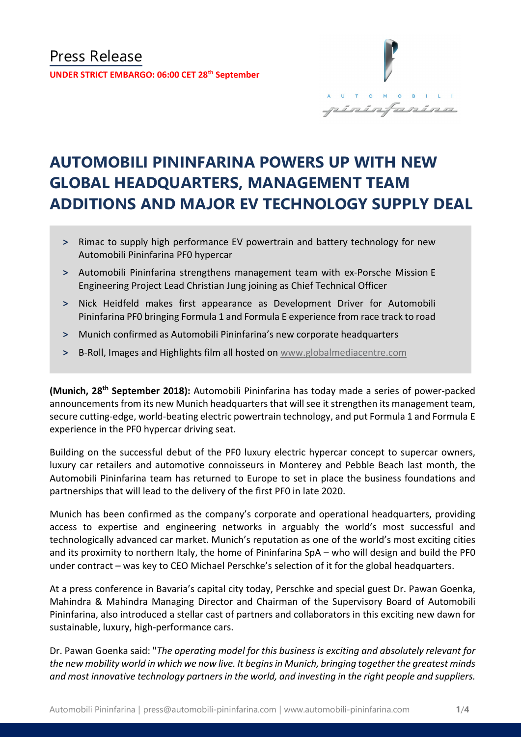# Press Release

**UNDER STRICT EMBARGO: 06:00 CET 28th September**

## AUTOMOBILI PININFARINA POWERS UP WITH NEW GLOBAL HEADQUARTERS, MANAGEMENT TEAM ADDITIONS AND MAJOR EV TECHNOLOGY SUPPLY DEAL

- Rimac to supply high performance EV powertrain and battery technology for new Automobili Pininfarina PF0 hypercar
- Automobili Pininfarina strengthens management team with ex-Porsche Mission E Engineering Project Lead Christian Jung joining as Chief Technical Officer
- Nick Heidfeld makes first appearance as Development Driver for Automobili Pininfarina PF0 bringing Formula 1 and Formula E experience from race track to road
- Munich confirmed as Automobili Pininfarina's new corporate headquarters
- B-Roll, Images and Highlights film all hosted on www.globalmediacentre.com

**(Munich, 28th September 2018):** Automobili Pininfarina has today made a series of power-packed announcements from its new Munich headquarters that will see it strengthen its management team, secure cutting-edge, world-beating electric powertrain technology, and put Formula 1 and Formula E experience in the PF0 hypercar driving seat.

Building on the successful debut of the PF0 luxury electric hypercar concept to supercar owners, luxury car retailers and automotive connoisseurs in Monterey and Pebble Beach last month, the Automobili Pininfarina team has returned to Europe to set in place the business foundations and partnerships that will lead to the delivery of the first PF0 in late 2020.

Munich has been confirmed as the company's corporate and operational headquarters, providing access to expertise and engineering networks in arguably the world's most successful and technologically advanced car market. Munich's reputation as one of the world's most exciting cities and its proximity to northern Italy, the home of Pininfarina SpA – who will design and build the PF0 under contract – was key to CEO Michael Perschke's selection of it for the global headquarters.

At a press conference in Bavaria's capital city today, Perschke and special guest Dr. Pawan Goenka, Mahindra & Mahindra Managing Director and Chairman of the Supervisory Board of Automobili Pininfarina, also introduced a stellar cast of partners and collaborators in this exciting new dawn for sustainable, luxury, high-performance cars.

Dr. Pawan Goenka said: "*The operating model for this business is exciting and absolutely relevant for the new mobility world in which we now live. It begins in Munich, bringing together the greatest minds and most innovative technology partners in the world, and investing in the right people and suppliers.*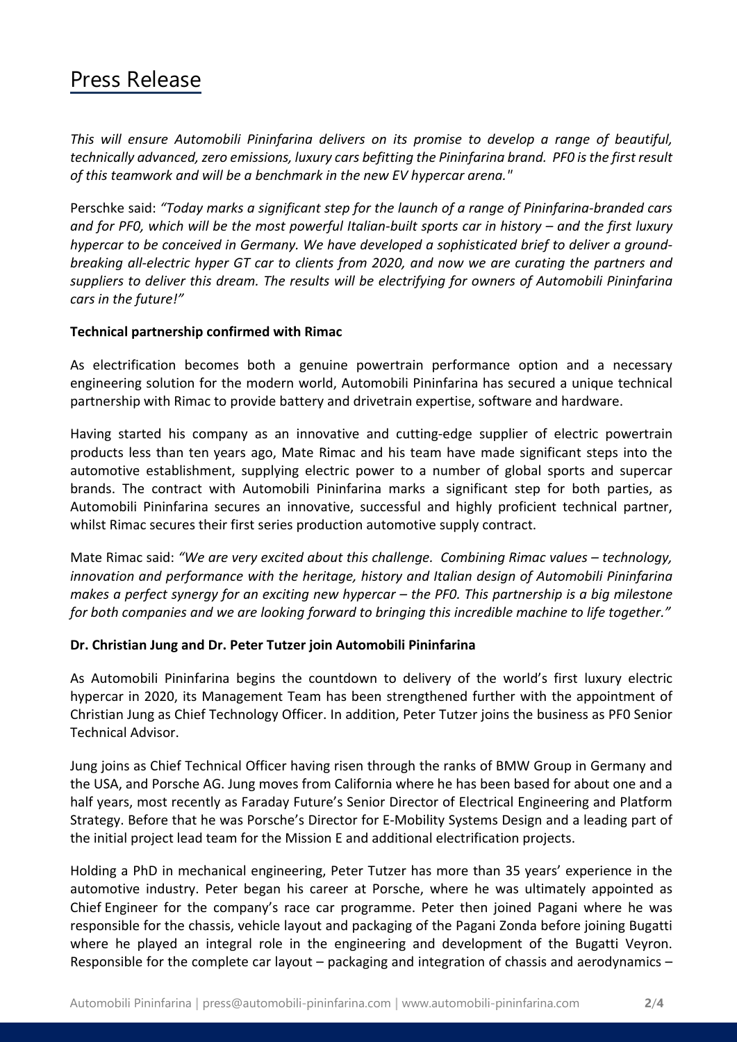# Press Release

*This will ensure Automobili Pininfarina delivers on its promise to develop a range of beautiful, technically advanced, zero emissions, luxury cars befitting the Pininfarina brand. PF0 is the first result of this teamwork and will be a benchmark in the new EV hypercar arena."*

Perschke said: *"Today marks a significant step for the launch of a range of Pininfarina-branded cars and for PF0, which will be the most powerful Italian-built sports car in history – and the first luxury hypercar to be conceived in Germany. We have developed a sophisticated brief to deliver a ground-breaking all-electric hyper GT car to clients from 2020, and now we are curating the partners and suppliers to deliver this dream. The results will be electrifying for owners of Automobili Pininfarina cars in the future!"*

**Technical partnership confirmed with Rimac**

As electrification becomes both a genuine powertrain performance option and a necessary engineering solution for the modern world, Automobili Pininfarina has secured a unique technical partnership with Rimac to provide battery and drivetrain expertise, software and hardware.

Having started his company as an innovative and cutting-edge supplier of electric powertrain products less than ten years ago, Mate Rimac and his team have made significant steps into the automotive establishment, supplying electric power to a number of global sports and supercar brands. The contract with Automobili Pininfarina marks a significant step for both parties, as Automobili Pininfarina secures an innovative, successful and highly proficient technical partner, whilst Rimac secures their first series production automotive supply contract.

Mate Rimac said: *"We are very excited about this challenge. Combining Rimac values – technology, innovation and performance with the heritage, history and Italian design of Automobili Pininfarina makes a perfect synergy for an exciting new hypercar – the PF0. This partnership is a big milestone for both companies and we are looking forward to bringing this incredible machine to life together."*

**Dr. Christian Jung and Dr. Peter Tutzer join Automobili Pininfarina**

As Automobili Pininfarina begins the countdown to delivery of the world's first luxury electric hypercar in 2020, its Management Team has been strengthened further with the appointment of Christian Jung as Chief Technology Officer. In addition, Peter Tutzer joins the business as PF0 Senior Technical Advisor.

Jung joins as Chief Technical Officer having risen through the ranks of BMW Group in Germany and the USA, and Porsche AG. Jung moves from California where he has been based for about one and a half years, most recently as Faraday Future's Senior Director of Electrical Engineering and Platform Strategy. Before that he was Porsche's Director for E-Mobility Systems Design and a leading part of the initial project lead team for the Mission E and additional electrification projects.

Holding a PhD in mechanical engineering, Peter Tutzer has more than 35 years' experience in the automotive industry. Peter began his career at Porsche, where he was ultimately appointed as Chief Engineer for the company's race car programme. Peter then joined Pagani where he was responsible for the chassis, vehicle layout and packaging of the Pagani Zonda before joining Bugatti where he played an integral role in the engineering and development of the Bugatti Veyron. Responsible for the complete car layout – packaging and integration of chassis and aerodynamics –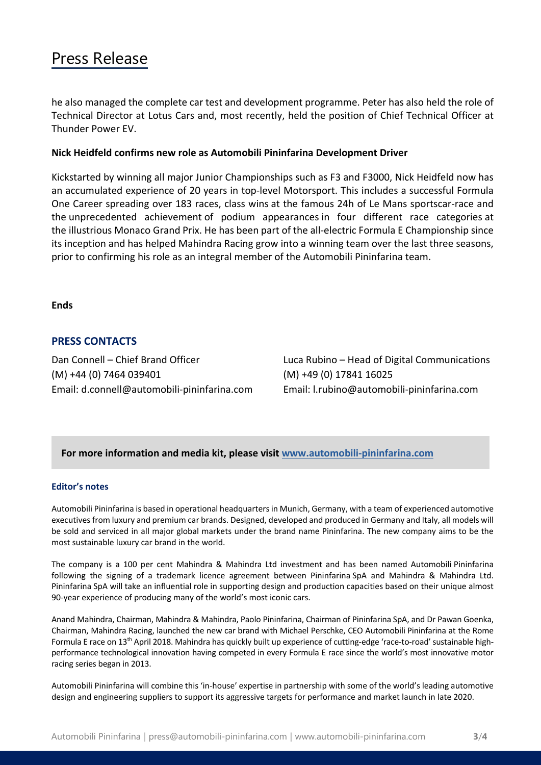# Press Release

he also managed the complete car test and development programme. Peter has also held the role of Technical Director at Lotus Cars and, most recently, held the position of Chief Technical Officer at Thunder Power EV.

**Nick Heidfeld confirms new role as Automobili Pininfarina Development Driver**

Kickstarted by winning all major Junior Championships such as F3 and F3000, Nick Heidfeld now has an accumulated experience of 20 years in top-level Motorsport. This includes a successful Formula One Career spreading over 183 races, class wins at the famous 24h of Le Mans sportscar-race and the unprecedented achievement of podium appearances in four different race categories at the illustrious Monaco Grand Prix. He has been part of the all-electric Formula E Championship since its inception and has helped Mahindra Racing grow into a winning team over the last three seasons, prior to confirming his role as an integral member of the Automobili Pininfarina team.

**Ends**

## PRESS CONTACTS

Dan Connell – Chief Brand Officer
(M) +44 (0) 7464 039401
Email: d.connell@automobili-pininfarina.com

Luca Rubino – Head of Digital Communications
(M) +49 (0) 17841 16025
Email: l.rubino@automobili-pininfarina.com

**For more information and media kit, please visit [www.automobili-pininfarina.com](www.automobili-pininfarina.com)**

### Editor's notes

Automobili Pininfarina is based in operational headquarters in Munich, Germany, with a team of experienced automotive executives from luxury and premium car brands. Designed, developed and produced in Germany and Italy, all models will be sold and serviced in all major global markets under the brand name Pininfarina. The new company aims to be the most sustainable luxury car brand in the world.

The company is a 100 per cent Mahindra & Mahindra Ltd investment and has been named Automobili Pininfarina following the signing of a trademark licence agreement between Pininfarina SpA and Mahindra & Mahindra Ltd. Pininfarina SpA will take an influential role in supporting design and production capacities based on their unique almost 90-year experience of producing many of the world's most iconic cars.

Anand Mahindra, Chairman, Mahindra & Mahindra, Paolo Pininfarina, Chairman of Pininfarina SpA, and Dr Pawan Goenka, Chairman, Mahindra Racing, launched the new car brand with Michael Perschke, CEO Automobili Pininfarina at the Rome Formula E race on 13th April 2018. Mahindra has quickly built up experience of cutting-edge 'race-to-road' sustainable high-performance technological innovation having competed in every Formula E race since the world's most innovative motor racing series began in 2013.

Automobili Pininfarina will combine this 'in-house' expertise in partnership with some of the world's leading automotive design and engineering suppliers to support its aggressive targets for performance and market launch in late 2020.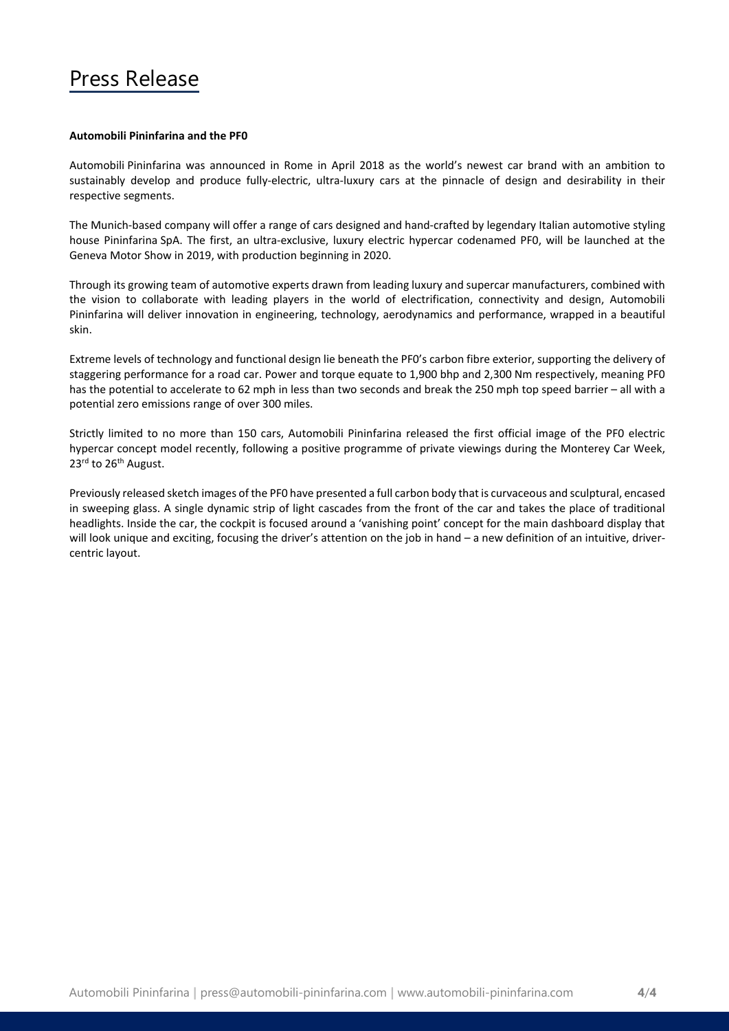# Press Release

**Automobili Pininfarina and the PF0**

Automobili Pininfarina was announced in Rome in April 2018 as the world's newest car brand with an ambition to sustainably develop and produce fully-electric, ultra-luxury cars at the pinnacle of design and desirability in their respective segments.

The Munich-based company will offer a range of cars designed and hand-crafted by legendary Italian automotive styling house Pininfarina SpA. The first, an ultra-exclusive, luxury electric hypercar codenamed PF0, will be launched at the Geneva Motor Show in 2019, with production beginning in 2020.

Through its growing team of automotive experts drawn from leading luxury and supercar manufacturers, combined with the vision to collaborate with leading players in the world of electrification, connectivity and design, Automobili Pininfarina will deliver innovation in engineering, technology, aerodynamics and performance, wrapped in a beautiful skin.

Extreme levels of technology and functional design lie beneath the PF0's carbon fibre exterior, supporting the delivery of staggering performance for a road car. Power and torque equate to 1,900 bhp and 2,300 Nm respectively, meaning PF0 has the potential to accelerate to 62 mph in less than two seconds and break the 250 mph top speed barrier – all with a potential zero emissions range of over 300 miles.

Strictly limited to no more than 150 cars, Automobili Pininfarina released the first official image of the PF0 electric hypercar concept model recently, following a positive programme of private viewings during the Monterey Car Week, 23rd to 26th August.

Previously released sketch images of the PF0 have presented a full carbon body that is curvaceous and sculptural, encased in sweeping glass. A single dynamic strip of light cascades from the front of the car and takes the place of traditional headlights. Inside the car, the cockpit is focused around a 'vanishing point' concept for the main dashboard display that will look unique and exciting, focusing the driver's attention on the job in hand – a new definition of an intuitive, driver-centric layout.